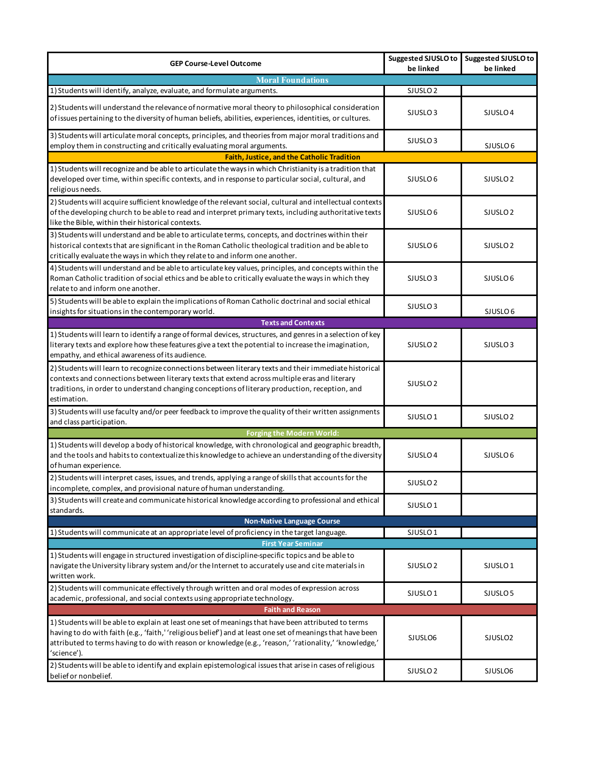| GEP Course-Level Outcome | Suggested SJUSLO to be linked | Suggested SJUSLO to be linked |
|---|---|---|
| **Moral Foundations** | | |
| 1) Students will identify, analyze, evaluate, and formulate arguments. | SJUSLO 2 | |
| 2) Students will understand the relevance of normative moral theory to philosophical consideration of issues pertaining to the diversity of human beliefs, abilities, experiences, identities, or cultures. | SJUSLO 3 | SJUSLO 4 |
| 3) Students will articulate moral concepts, principles, and theories from major moral traditions and employ them in constructing and critically evaluating moral arguments. | SJUSLO 3 | SJUSLO 6 |
| **Faith, Justice, and the Catholic Tradition** | | |
| 1) Students will recognize and be able to articulate the ways in which Christianity is a tradition that developed over time, within specific contexts, and in response to particular social, cultural, and religious needs. | SJUSLO 6 | SJUSLO 2 |
| 2) Students will acquire sufficient knowledge of the relevant social, cultural and intellectual contexts of the developing church to be able to read and interpret primary texts, including authoritative texts like the Bible, within their historical contexts. | SJUSLO 6 | SJUSLO 2 |
| 3) Students will understand and be able to articulate terms, concepts, and doctrines within their historical contexts that are significant in the Roman Catholic theological tradition and be able to critically evaluate the ways in which they relate to and inform one another. | SJUSLO 6 | SJUSLO 2 |
| 4) Students will understand and be able to articulate key values, principles, and concepts within the Roman Catholic tradition of social ethics and be able to critically evaluate the ways in which they relate to and inform one another. | SJUSLO 3 | SJUSLO 6 |
| 5) Students will be able to explain the implications of Roman Catholic doctrinal and social ethical insights for situations in the contemporary world. | SJUSLO 3 | SJUSLO 6 |
| **Texts and Contexts** | | |
| 1) Students will learn to identify a range of formal devices, structures, and genres in a selection of key literary texts and explore how these features give a text the potential to increase the imagination, empathy, and ethical awareness of its audience. | SJUSLO 2 | SJUSLO 3 |
| 2) Students will learn to recognize connections between literary texts and their immediate historical contexts and connections between literary texts that extend across multiple eras and literary traditions, in order to understand changing conceptions of literary production, reception, and estimation. | SJUSLO 2 | |
| 3) Students will use faculty and/or peer feedback to improve the quality of their written assignments and class participation. | SJUSLO 1 | SJUSLO 2 |
| **Forging the Modern World:** | | |
| 1) Students will develop a body of historical knowledge, with chronological and geographic breadth, and the tools and habits to contextualize this knowledge to achieve an understanding of the diversity of human experience. | SJUSLO 4 | SJUSLO 6 |
| 2) Students will interpret cases, issues, and trends, applying a range of skills that accounts for the incomplete, complex, and provisional nature of human understanding. | SJUSLO 2 | |
| 3) Students will create and communicate historical knowledge according to professional and ethical standards. | SJUSLO 1 | |
| **Non-Native Language Course** | | |
| 1) Students will communicate at an appropriate level of proficiency in the target language. | SJUSLO 1 | |
| **First Year Seminar** | | |
| 1) Students will engage in structured investigation of discipline-specific topics and be able to navigate the University library system and/or the Internet to accurately use and cite materials in written work. | SJUSLO 2 | SJUSLO 1 |
| 2) Students will communicate effectively through written and oral modes of expression across academic, professional, and social contexts using appropriate technology. | SJUSLO 1 | SJUSLO 5 |
| **Faith and Reason** | | |
| 1) Students will be able to explain at least one set of meanings that have been attributed to terms having to do with faith (e.g., 'faith,' 'religious belief') and at least one set of meanings that have been attributed to terms having to do with reason or knowledge (e.g., 'reason,' 'rationality,' 'knowledge,' 'science'). | SJUSLO6 | SJUSLO2 |
| 2) Students will be able to identify and explain epistemological issues that arise in cases of religious belief or nonbelief. | SJUSLO 2 | SJUSLO6 |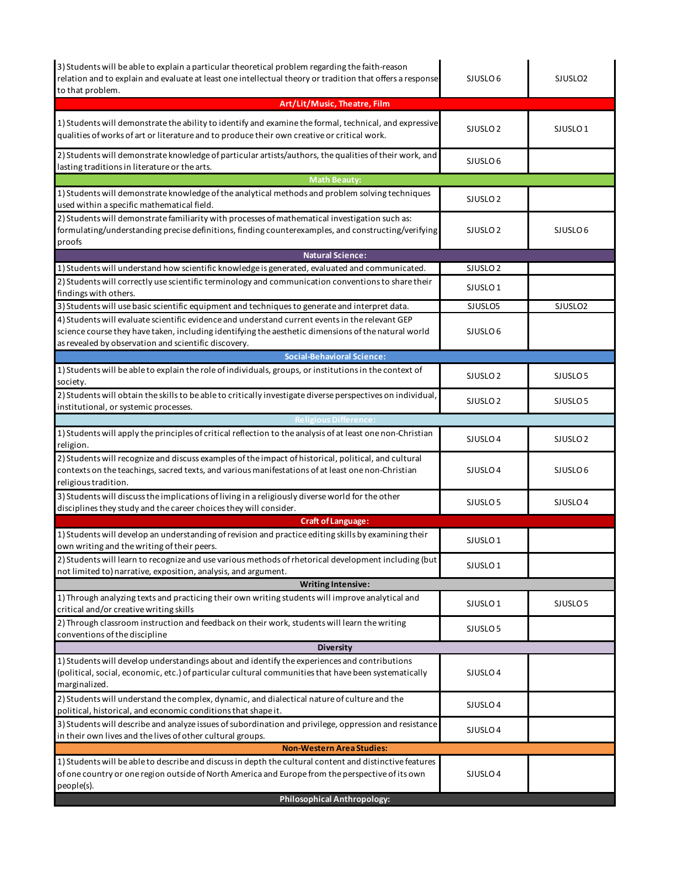| | | |
|---|---|---|
| 3) Students will be able to explain a particular theoretical problem regarding the faith-reason relation and to explain and evaluate at least one intellectual theory or tradition that offers a response to that problem. | SJUSLO 6 | SJUSLO2 |
| **Art/Lit/Music, Theatre, Film** | | |
| 1) Students will demonstrate the ability to identify and examine the formal, technical, and expressive qualities of works of art or literature and to produce their own creative or critical work. | SJUSLO 2 | SJUSLO 1 |
| 2) Students will demonstrate knowledge of particular artists/authors, the qualities of their work, and lasting traditions in literature or the arts. | SJUSLO 6 | |
| **Math Beauty:** | | |
| 1) Students will demonstrate knowledge of the analytical methods and problem solving techniques used within a specific mathematical field. | SJUSLO 2 | |
| 2) Students will demonstrate familiarity with processes of mathematical investigation such as: formulating/understanding precise definitions, finding counterexamples, and constructing/verifying proofs | SJUSLO 2 | SJUSLO 6 |
| **Natural Science:** | | |
| 1) Students will understand how scientific knowledge is generated, evaluated and communicated. | SJUSLO 2 | |
| 2) Students will correctly use scientific terminology and communication conventions to share their findings with others. | SJUSLO 1 | |
| 3) Students will use basic scientific equipment and techniques to generate and interpret data. | SJUSLO5 | SJUSLO2 |
| 4) Students will evaluate scientific evidence and understand current events in the relevant GEP science course they have taken, including identifying the aesthetic dimensions of the natural world as revealed by observation and scientific discovery. | SJUSLO 6 | |
| **Social-Behavioral Science:** | | |
| 1) Students will be able to explain the role of individuals, groups, or institutions in the context of society. | SJUSLO 2 | SJUSLO 5 |
| 2) Students will obtain the skills to be able to critically investigate diverse perspectives on individual, institutional, or systemic processes. | SJUSLO 2 | SJUSLO 5 |
| **Religious Difference:** | | |
| 1) Students will apply the principles of critical reflection to the analysis of at least one non-Christian religion. | SJUSLO 4 | SJUSLO 2 |
| 2) Students will recognize and discuss examples of the impact of historical, political, and cultural contexts on the teachings, sacred texts, and various manifestations of at least one non-Christian religious tradition. | SJUSLO 4 | SJUSLO 6 |
| 3) Students will discuss the implications of living in a religiously diverse world for the other disciplines they study and the career choices they will consider. | SJUSLO 5 | SJUSLO 4 |
| **Craft of Language:** | | |
| 1) Students will develop an understanding of revision and practice editing skills by examining their own writing and the writing of their peers. | SJUSLO 1 | |
| 2) Students will learn to recognize and use various methods of rhetorical development including (but not limited to) narrative, exposition, analysis, and argument. | SJUSLO 1 | |
| **Writing Intensive:** | | |
| 1) Through analyzing texts and practicing their own writing students will improve analytical and critical and/or creative writing skills | SJUSLO 1 | SJUSLO 5 |
| 2) Through classroom instruction and feedback on their work, students will learn the writing conventions of the discipline | SJUSLO 5 | |
| **Diversity** | | |
| 1) Students will develop understandings about and identify the experiences and contributions (political, social, economic, etc.) of particular cultural communities that have been systematically marginalized. | SJUSLO 4 | |
| 2) Students will understand the complex, dynamic, and dialectical nature of culture and the political, historical, and economic conditions that shape it. | SJUSLO 4 | |
| 3) Students will describe and analyze issues of subordination and privilege, oppression and resistance in their own lives and the lives of other cultural groups. | SJUSLO 4 | |
| **Non-Western Area Studies:** | | |
| 1) Students will be able to describe and discuss in depth the cultural content and distinctive features of one country or one region outside of North America and Europe from the perspective of its own people(s). | SJUSLO 4 | |
| **Philosophical Anthropology:** | | |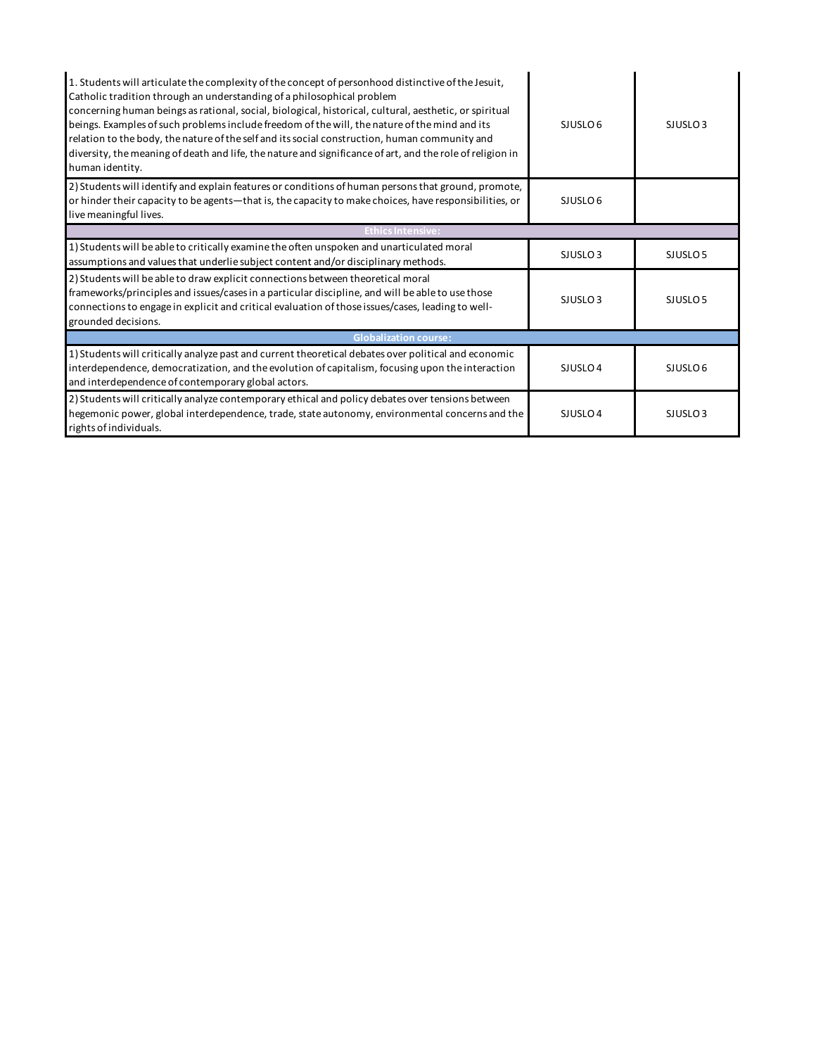| | | |
|---|---|---|
| 1. Students will articulate the complexity of the concept of personhood distinctive of the Jesuit, Catholic tradition through an understanding of a philosophical problem concerning human beings as rational, social, biological, historical, cultural, aesthetic, or spiritual beings. Examples of such problems include freedom of the will, the nature of the mind and its relation to the body, the nature of the self and its social construction, human community and diversity, the meaning of death and life, the nature and significance of art, and the role of religion in human identity. | SJUSLO 6 | SJUSLO 3 |
| 2) Students will identify and explain features or conditions of human persons that ground, promote, or hinder their capacity to be agents—that is, the capacity to make choices, have responsibilities, or live meaningful lives. | SJUSLO 6 | |
| **Ethics Intensive:** | | |
| 1) Students will be able to critically examine the often unspoken and unarticulated moral assumptions and values that underlie subject content and/or disciplinary methods. | SJUSLO 3 | SJUSLO 5 |
| 2) Students will be able to draw explicit connections between theoretical moral frameworks/principles and issues/cases in a particular discipline, and will be able to use those connections to engage in explicit and critical evaluation of those issues/cases, leading to well-grounded decisions. | SJUSLO 3 | SJUSLO 5 |
| **Globalization course:** | | |
| 1) Students will critically analyze past and current theoretical debates over political and economic interdependence, democratization, and the evolution of capitalism, focusing upon the interaction and interdependence of contemporary global actors. | SJUSLO 4 | SJUSLO 6 |
| 2) Students will critically analyze contemporary ethical and policy debates over tensions between hegemonic power, global interdependence, trade, state autonomy, environmental concerns and the rights of individuals. | SJUSLO 4 | SJUSLO 3 |